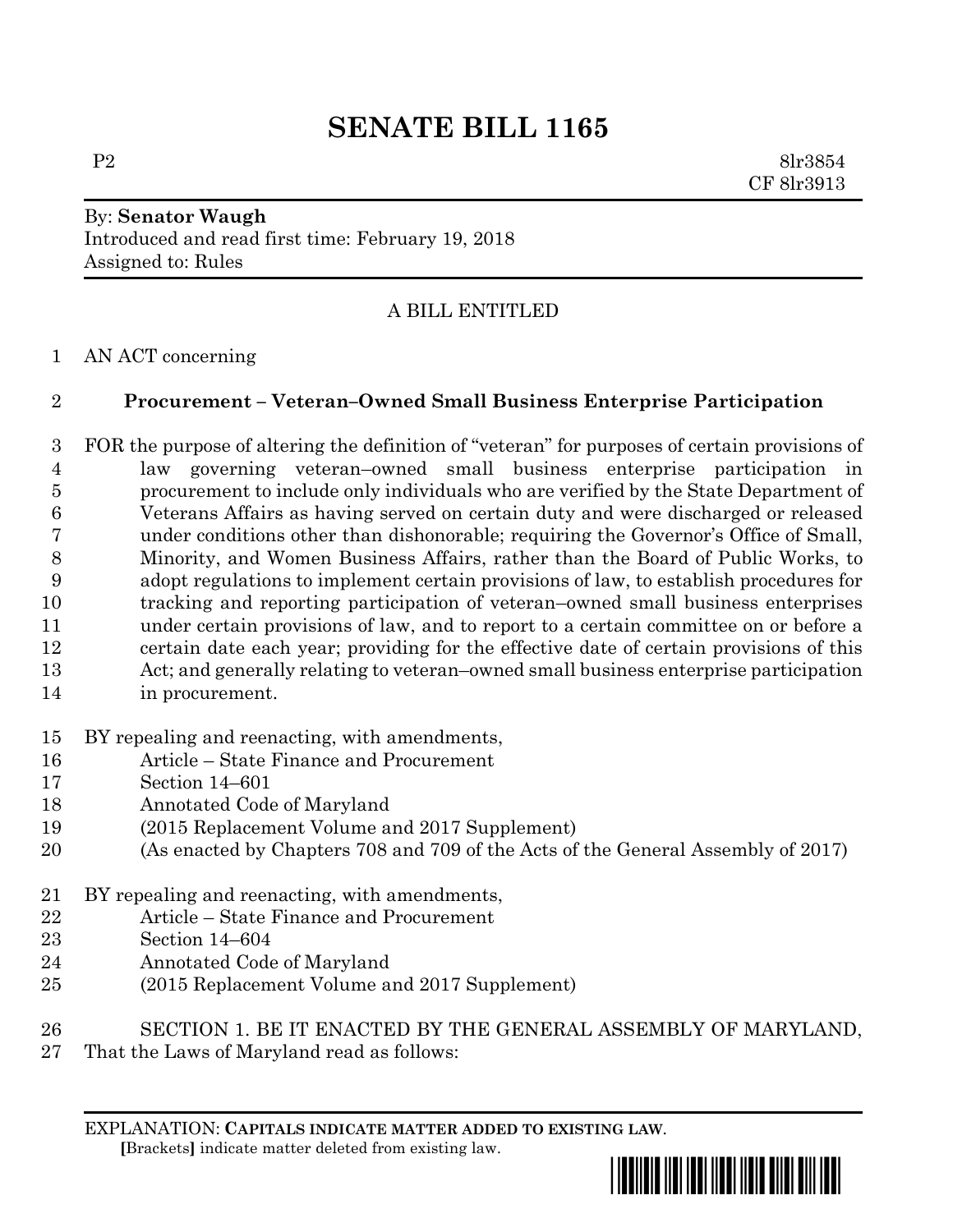# SENATE BILL 1165

P2 8lr3854
CF 8lr3913

By: **Senator Waugh**
Introduced and read first time: February 19, 2018
Assigned to: Rules

A BILL ENTITLED

AN ACT concerning

**Procurement – Veteran–Owned Small Business Enterprise Participation**

FOR the purpose of altering the definition of "veteran" for purposes of certain provisions of law governing veteran–owned small business enterprise participation in procurement to include only individuals who are verified by the State Department of Veterans Affairs as having served on certain duty and were discharged or released under conditions other than dishonorable; requiring the Governor's Office of Small, Minority, and Women Business Affairs, rather than the Board of Public Works, to adopt regulations to implement certain provisions of law, to establish procedures for tracking and reporting participation of veteran–owned small business enterprises under certain provisions of law, and to report to a certain committee on or before a certain date each year; providing for the effective date of certain provisions of this Act; and generally relating to veteran–owned small business enterprise participation in procurement.

BY repealing and reenacting, with amendments,
Article – State Finance and Procurement
Section 14–601
Annotated Code of Maryland
(2015 Replacement Volume and 2017 Supplement)
(As enacted by Chapters 708 and 709 of the Acts of the General Assembly of 2017)

BY repealing and reenacting, with amendments,
Article – State Finance and Procurement
Section 14–604
Annotated Code of Maryland
(2015 Replacement Volume and 2017 Supplement)

SECTION 1. BE IT ENACTED BY THE GENERAL ASSEMBLY OF MARYLAND, That the Laws of Maryland read as follows:

EXPLANATION: **CAPITALS INDICATE MATTER ADDED TO EXISTING LAW**.
**[**Brackets**]** indicate matter deleted from existing law.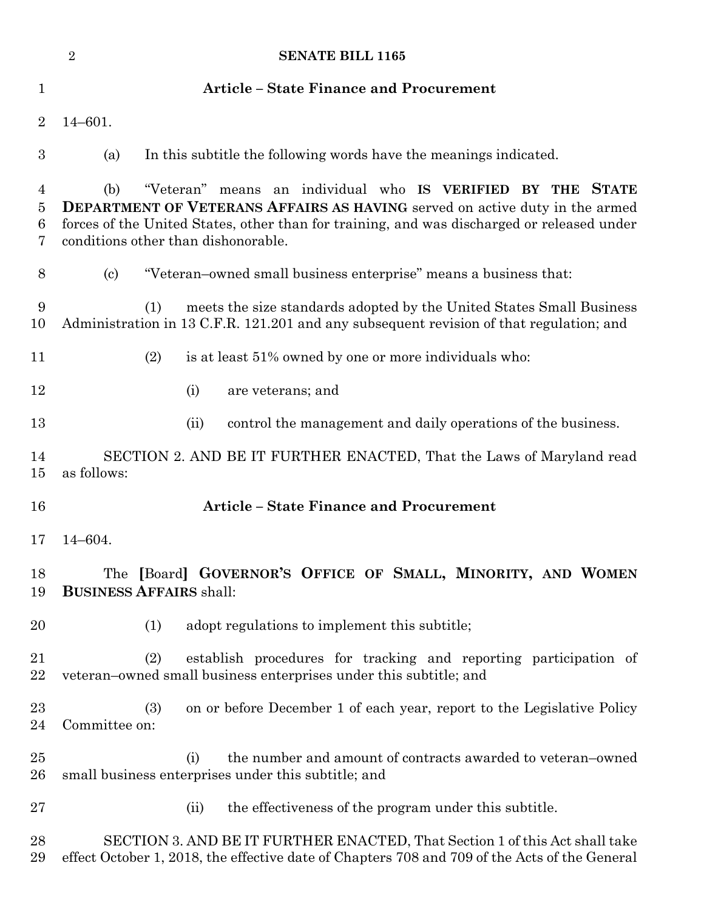## Article – State Finance and Procurement

14–601.

(a) In this subtitle the following words have the meanings indicated.

(b) "Veteran" means an individual who **IS VERIFIED BY THE STATE DEPARTMENT OF VETERANS AFFAIRS AS HAVING** served on active duty in the armed forces of the United States, other than for training, and was discharged or released under conditions other than dishonorable.

(c) "Veteran–owned small business enterprise" means a business that:

(1) meets the size standards adopted by the United States Small Business Administration in 13 C.F.R. 121.201 and any subsequent revision of that regulation; and

(2) is at least 51% owned by one or more individuals who:

(i) are veterans; and

(ii) control the management and daily operations of the business.

SECTION 2. AND BE IT FURTHER ENACTED, That the Laws of Maryland read as follows:

## Article – State Finance and Procurement

14–604.

The **[**Board**]** **GOVERNOR'S OFFICE OF SMALL, MINORITY, AND WOMEN BUSINESS AFFAIRS** shall:

(1) adopt regulations to implement this subtitle;

(2) establish procedures for tracking and reporting participation of veteran–owned small business enterprises under this subtitle; and

(3) on or before December 1 of each year, report to the Legislative Policy Committee on:

(i) the number and amount of contracts awarded to veteran–owned small business enterprises under this subtitle; and

(ii) the effectiveness of the program under this subtitle.

SECTION 3. AND BE IT FURTHER ENACTED, That Section 1 of this Act shall take effect October 1, 2018, the effective date of Chapters 708 and 709 of the Acts of the General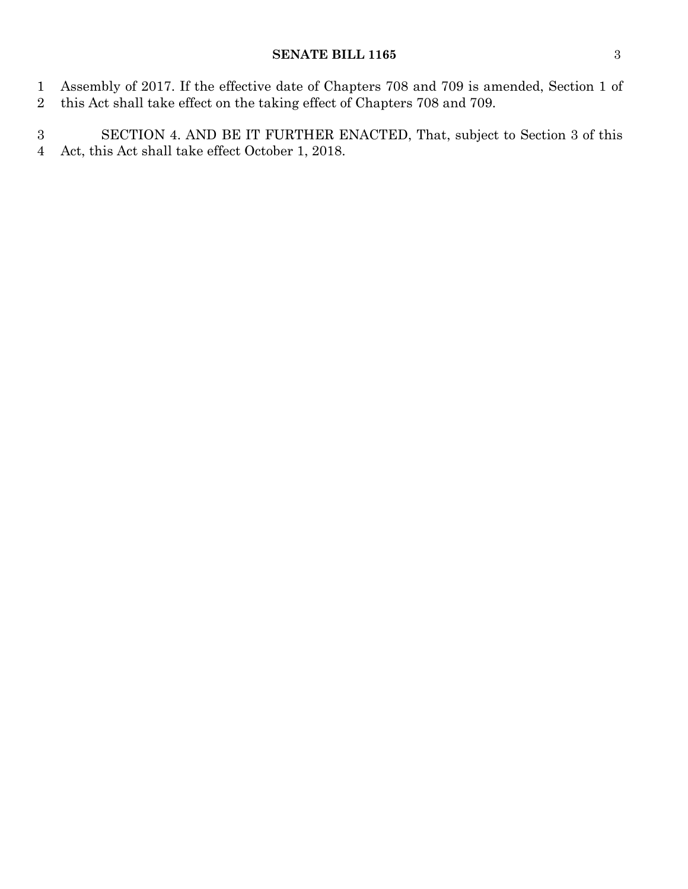Assembly of 2017. If the effective date of Chapters 708 and 709 is amended, Section 1 of this Act shall take effect on the taking effect of Chapters 708 and 709.

SECTION 4. AND BE IT FURTHER ENACTED, That, subject to Section 3 of this Act, this Act shall take effect October 1, 2018.